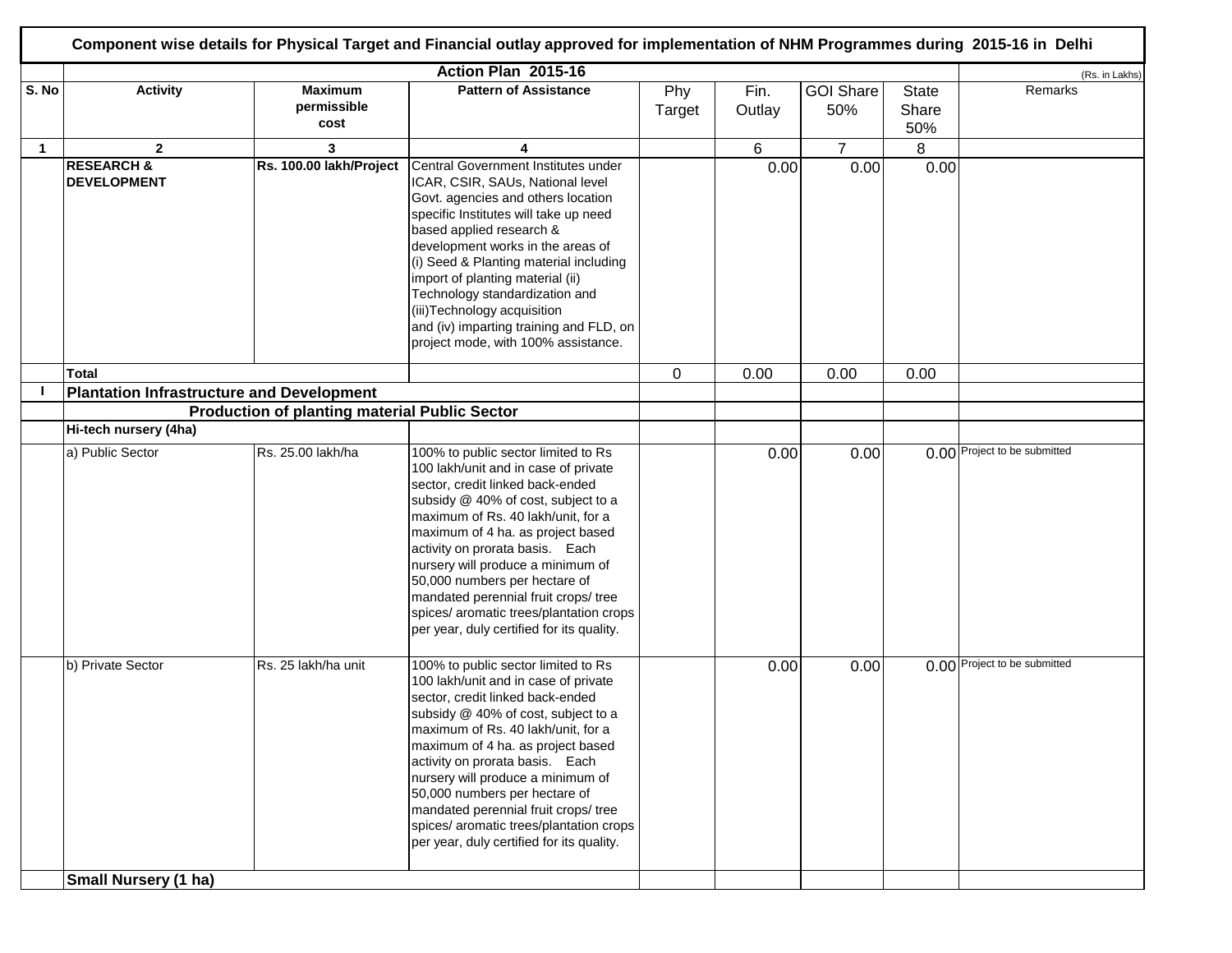**Component wise details for Physical Target and Financial outlay approved for implementation of NHM Programmes during 2015-16 in Delhi**

| | Action Plan 2015-16 | | | | | | | (Rs. in Lakhs) |
|---|---|---|---|---|---|---|---|---|
| S. No | Activity | Maximum permissible cost | Pattern of Assistance | Phy Target | Fin. Outlay | GOI Share 50% | State Share 50% | Remarks |
| 1 | 2 | 3 | 4 | | 6 | 7 | 8 | |
| | **RESEARCH & DEVELOPMENT** | **Rs. 100.00 lakh/Project** | Central Government Institutes under ICAR, CSIR, SAUs, National level Govt. agencies and others location specific Institutes will take up need based applied research & development works in the areas of (i) Seed & Planting material including import of planting material (ii) Technology standardization and (iii)Technology acquisition and (iv) imparting training and FLD, on project mode, with 100% assistance. | | 0.00 | 0.00 | 0.00 | |
| | **Total** | | | 0 | 0.00 | 0.00 | 0.00 | |
| I | **Plantation Infrastructure and Development** | | | | | | | |
| | **Production of planting material Public Sector** | | | | | | | |
| | **Hi-tech nursery (4ha)** | | | | | | | |
| | a) Public Sector | Rs. 25.00 lakh/ha | 100% to public sector limited to Rs 100 lakh/unit and in case of private sector, credit linked back-ended subsidy @ 40% of cost, subject to a maximum of Rs. 40 lakh/unit, for a maximum of 4 ha. as project based activity on prorata basis. Each nursery will produce a minimum of 50,000 numbers per hectare of mandated perennial fruit crops/ tree spices/ aromatic trees/plantation crops per year, duly certified for its quality. | | 0.00 | 0.00 | 0.00 | Project to be submitted |
| | b) Private Sector | Rs. 25 lakh/ha unit | 100% to public sector limited to Rs 100 lakh/unit and in case of private sector, credit linked back-ended subsidy @ 40% of cost, subject to a maximum of Rs. 40 lakh/unit, for a maximum of 4 ha. as project based activity on prorata basis. Each nursery will produce a minimum of 50,000 numbers per hectare of mandated perennial fruit crops/ tree spices/ aromatic trees/plantation crops per year, duly certified for its quality. | | 0.00 | 0.00 | 0.00 | Project to be submitted |
| | **Small Nursery (1 ha)** | | | | | | | |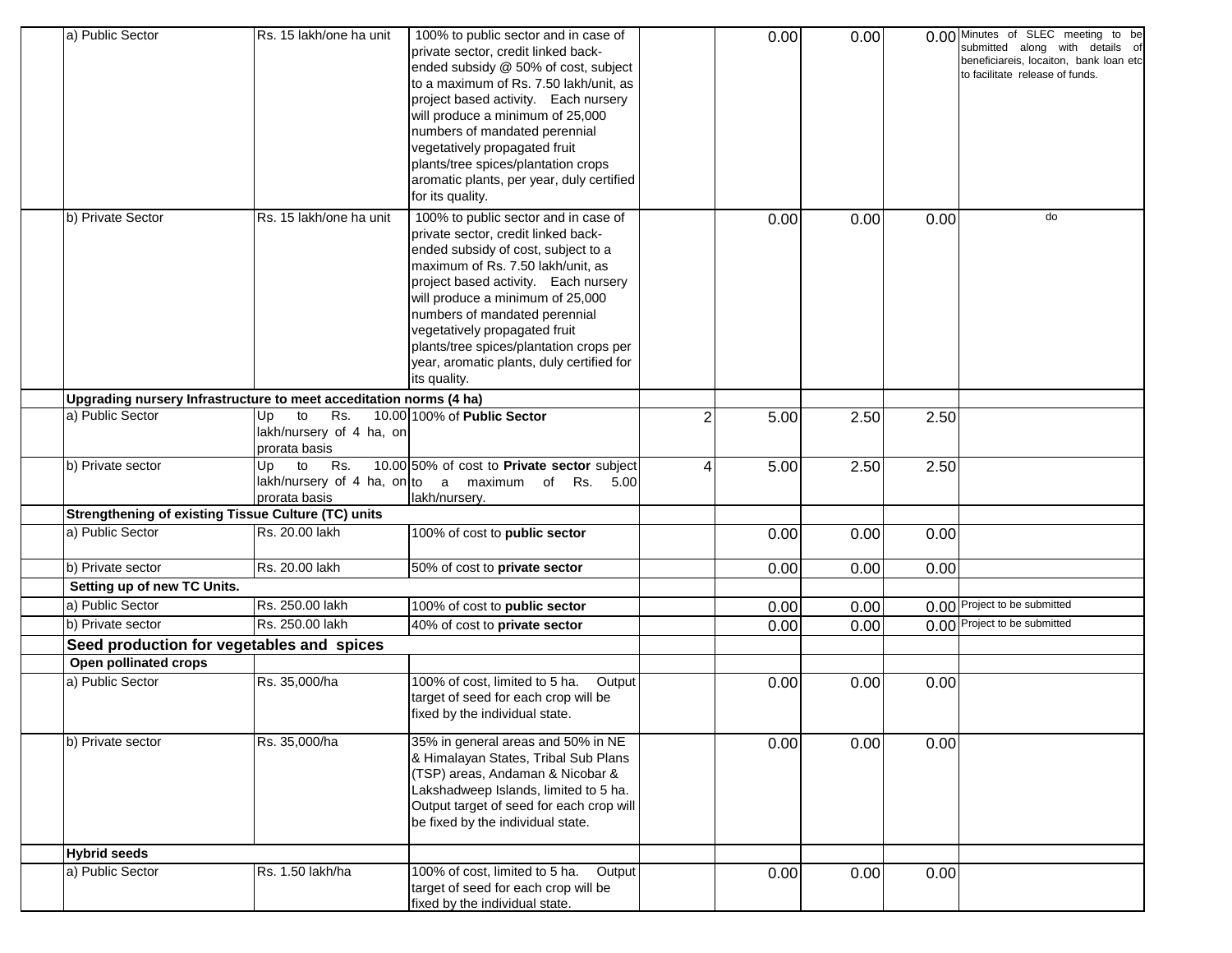| | | | | | | | | |
|---|---|---|---|---|---|---|---|---|
| | a) Public Sector | Rs. 15 lakh/one ha unit | 100% to public sector and in case of private sector, credit linked back-ended subsidy @ 50% of cost, subject to a maximum of Rs. 7.50 lakh/unit, as project based activity. Each nursery will produce a minimum of 25,000 numbers of mandated perennial vegetatively propagated fruit plants/tree spices/plantation crops aromatic plants, per year, duly certified for its quality. | | 0.00 | 0.00 | 0.00 | Minutes of SLEC meeting to be submitted along with details of beneficiareis, locaiton, bank loan etc to facilitate release of funds. |
| | b) Private Sector | Rs. 15 lakh/one ha unit | 100% to public sector and in case of private sector, credit linked back-ended subsidy of cost, subject to a maximum of Rs. 7.50 lakh/unit, as project based activity. Each nursery will produce a minimum of 25,000 numbers of mandated perennial vegetatively propagated fruit plants/tree spices/plantation crops per year, aromatic plants, duly certified for its quality. | | 0.00 | 0.00 | 0.00 | do |
| | **Upgrading nursery Infrastructure to meet acceditation norms (4 ha)** | | | | | | | |
| | a) Public Sector | Up to Rs. 10.00 lakh/nursery of 4 ha, on prorata basis | 100% of **Public Sector** | 2 | 5.00 | 2.50 | 2.50 | |
| | b) Private sector | Up to Rs. 10.00 lakh/nursery of 4 ha, on prorata basis | 50% of cost to **Private sector** subject to a maximum of Rs. 5.00 lakh/nursery. | 4 | 5.00 | 2.50 | 2.50 | |
| | **Strengthening of existing Tissue Culture (TC) units** | | | | | | | |
| | a) Public Sector | Rs. 20.00 lakh | 100% of cost to **public sector** | | 0.00 | 0.00 | 0.00 | |
| | b) Private sector | Rs. 20.00 lakh | 50% of cost to **private sector** | | 0.00 | 0.00 | 0.00 | |
| | **Setting up of new TC Units.** | | | | | | | |
| | a) Public Sector | Rs. 250.00 lakh | 100% of cost to **public sector** | | 0.00 | 0.00 | 0.00 | Project to be submitted |
| | b) Private sector | Rs. 250.00 lakh | 40% of cost to **private sector** | | 0.00 | 0.00 | 0.00 | Project to be submitted |
| | **Seed production for vegetables and spices** | | | | | | | |
| | **Open pollinated crops** | | | | | | | |
| | a) Public Sector | Rs. 35,000/ha | 100% of cost, limited to 5 ha. Output target of seed for each crop will be fixed by the individual state. | | 0.00 | 0.00 | 0.00 | |
| | b) Private sector | Rs. 35,000/ha | 35% in general areas and 50% in NE & Himalayan States, Tribal Sub Plans (TSP) areas, Andaman & Nicobar & Lakshadweep Islands, limited to 5 ha. Output target of seed for each crop will be fixed by the individual state. | | 0.00 | 0.00 | 0.00 | |
| | **Hybrid seeds** | | | | | | | |
| | a) Public Sector | Rs. 1.50 lakh/ha | 100% of cost, limited to 5 ha. Output target of seed for each crop will be fixed by the individual state. | | 0.00 | 0.00 | 0.00 | |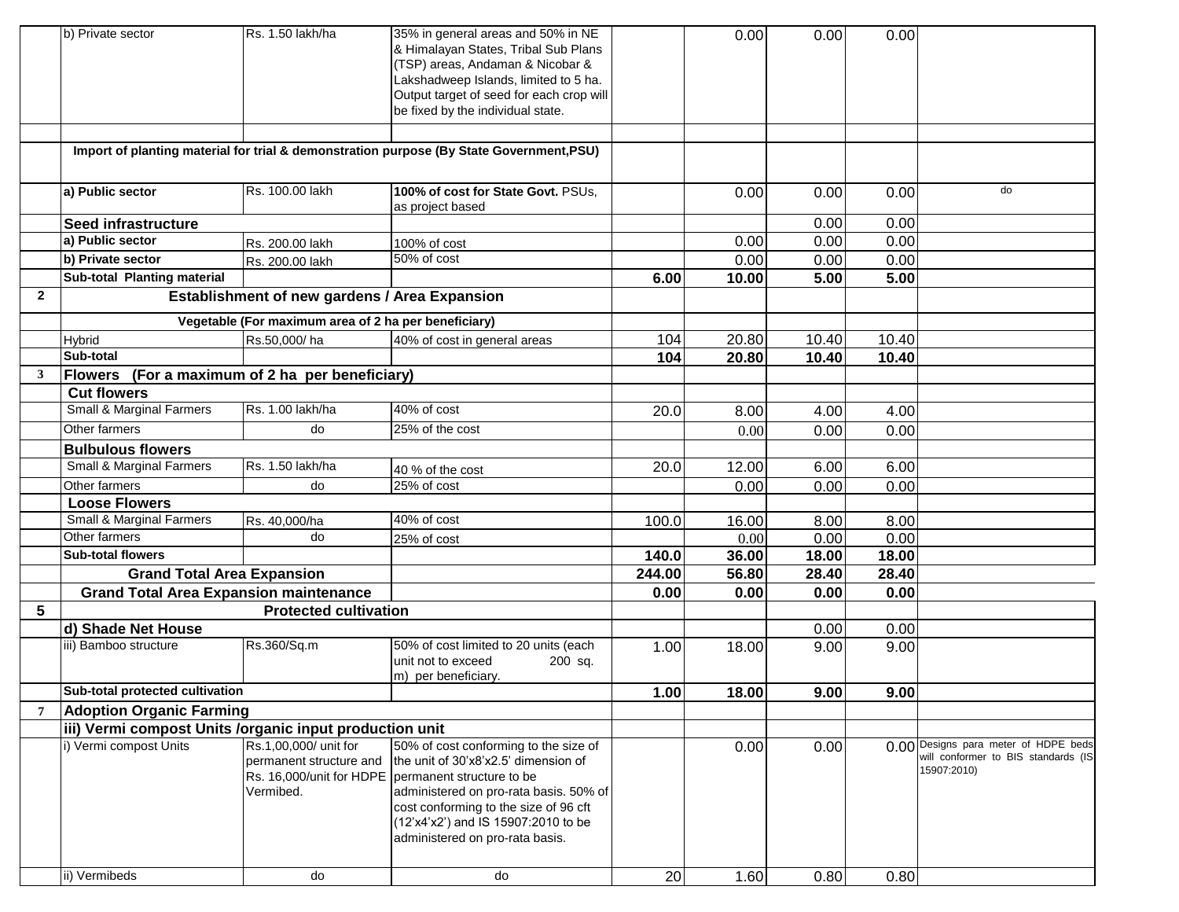|  |  |  |  |  |  |  |  |  |
|---|---|---|---|---|---|---|---|---|
|  | b) Private sector | Rs. 1.50 lakh/ha | 35% in general areas and 50% in NE & Himalayan States, Tribal Sub Plans (TSP) areas, Andaman & Nicobar & Lakshadweep Islands, limited to 5 ha. Output target of seed for each crop will be fixed by the individual state. |  | 0.00 | 0.00 | 0.00 |  |
|  |  |  |  |  |  |  |  |  |
|  | **Import of planting material for trial & demonstration purpose (By State Government,PSU)** |  |  |  |  |  |  |  |
|  | **a) Public sector** | Rs. 100.00 lakh | **100% of cost for State Govt.** PSUs, as project based |  | 0.00 | 0.00 | 0.00 | do |
|  | **Seed infrastructure** |  |  |  |  | 0.00 | 0.00 |  |
|  | **a) Public sector** | Rs. 200.00 lakh | 100% of cost |  | 0.00 | 0.00 | 0.00 |  |
|  | **b) Private sector** | Rs. 200.00 lakh | 50% of cost |  | 0.00 | 0.00 | 0.00 |  |
|  | **Sub-total Planting material** |  |  | **6.00** | **10.00** | **5.00** | **5.00** |  |
| **2** | **Establishment of new gardens / Area Expansion** |  |  |  |  |  |  |  |
|  | **Vegetable (For maximum area of 2 ha per beneficiary)** |  |  |  |  |  |  |  |
|  | Hybrid | Rs.50,000/ ha | 40% of cost in general areas | 104 | 20.80 | 10.40 | 10.40 |  |
|  | **Sub-total** |  |  | **104** | **20.80** | **10.40** | **10.40** |  |
| **3** | **Flowers (For a maximum of 2 ha per beneficiary)** |  |  |  |  |  |  |  |
|  | **Cut flowers** |  |  |  |  |  |  |  |
|  | Small & Marginal Farmers | Rs. 1.00 lakh/ha | 40% of cost | 20.0 | 8.00 | 4.00 | 4.00 |  |
|  | Other farmers | do | 25% of the cost |  | 0.00 | 0.00 | 0.00 |  |
|  | **Bulbulous flowers** |  |  |  |  |  |  |  |
|  | Small & Marginal Farmers | Rs. 1.50 lakh/ha | 40 % of the cost | 20.0 | 12.00 | 6.00 | 6.00 |  |
|  | Other farmers | do | 25% of cost |  | 0.00 | 0.00 | 0.00 |  |
|  | **Loose Flowers** |  |  |  |  |  |  |  |
|  | Small & Marginal Farmers | Rs. 40,000/ha | 40% of cost | 100.0 | 16.00 | 8.00 | 8.00 |  |
|  | Other farmers | do | 25% of cost |  | 0.00 | 0.00 | 0.00 |  |
|  | **Sub-total flowers** |  |  | **140.0** | **36.00** | **18.00** | **18.00** |  |
|  | **Grand Total Area Expansion** |  |  | **244.00** | **56.80** | **28.40** | **28.40** |  |
|  | **Grand Total Area Expansion maintenance** |  |  | **0.00** | **0.00** | **0.00** | **0.00** |  |
| **5** | **Protected cultivation** |  |  |  |  |  |  |  |
|  | **d) Shade Net House** |  |  |  |  | 0.00 | 0.00 |  |
|  | iii) Bamboo structure | Rs.360/Sq.m | 50% of cost limited to 20 units (each unit not to exceed 200 sq. m) per beneficiary. | 1.00 | 18.00 | 9.00 | 9.00 |  |
|  | **Sub-total protected cultivation** |  |  | **1.00** | **18.00** | **9.00** | **9.00** |  |
| **7** | **Adoption Organic Farming** |  |  |  |  |  |  |  |
|  | **iii) Vermi compost Units /organic input production unit** |  |  |  |  |  |  |  |
|  | i) Vermi compost Units | Rs.1,00,000/ unit for permanent structure and Rs. 16,000/unit for HDPE Vermibed. | 50% of cost conforming to the size of the unit of 30'x8'x2.5' dimension of permanent structure to be administered on pro-rata basis. 50% of cost conforming to the size of 96 cft (12'x4'x2') and IS 15907:2010 to be administered on pro-rata basis. |  | 0.00 | 0.00 | 0.00 | Designs para meter of HDPE beds will conformer to BIS standards (IS 15907:2010) |
|  | ii) Vermibeds | do | do | 20 | 1.60 | 0.80 | 0.80 |  |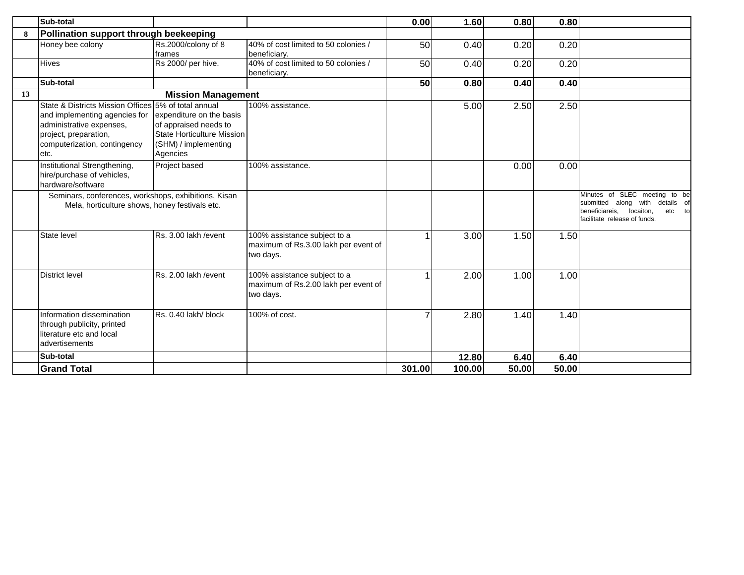| | | | | | | | | |
|---|---|---|---|---|---|---|---|---|
| | **Sub-total** | | | **0.00** | **1.60** | **0.80** | **0.80** | |
| **8** | **Pollination support through beekeeping** | | | | | | | |
| | Honey bee colony | Rs.2000/colony of 8 frames | 40% of cost limited to 50 colonies / beneficiary. | 50 | 0.40 | 0.20 | 0.20 | |
| | Hives | Rs 2000/ per hive. | 40% of cost limited to 50 colonies / beneficiary. | 50 | 0.40 | 0.20 | 0.20 | |
| | **Sub-total** | | | **50** | **0.80** | **0.40** | **0.40** | |
| **13** | **Mission Management** | | | | | | | |
| | State & Districts Mission Offices and implementing agencies for administrative expenses, project, preparation, computerization, contingency etc. | 5% of total annual expenditure on the basis of appraised needs to State Horticulture Mission (SHM) / implementing Agencies | 100% assistance. | | 5.00 | 2.50 | 2.50 | |
| | Institutional Strengthening, hire/purchase of vehicles, hardware/software | Project based | 100% assistance. | | | 0.00 | 0.00 | |
| | Seminars, conferences, workshops, exhibitions, Kisan Mela, horticulture shows, honey festivals etc. | | | | | | | Minutes of SLEC meeting to be submitted along with details of beneficiareis, locaiton, etc to facilitate release of funds. |
| | State level | Rs. 3.00 lakh /event | 100% assistance subject to a maximum of Rs.3.00 lakh per event of two days. | 1 | 3.00 | 1.50 | 1.50 | |
| | District level | Rs. 2.00 lakh /event | 100% assistance subject to a maximum of Rs.2.00 lakh per event of two days. | 1 | 2.00 | 1.00 | 1.00 | |
| | Information dissemination through publicity, printed literature etc and local advertisements | Rs. 0.40 lakh/ block | 100% of cost. | 7 | 2.80 | 1.40 | 1.40 | |
| | **Sub-total** | | | | **12.80** | **6.40** | **6.40** | |
| | **Grand Total** | | | **301.00** | **100.00** | **50.00** | **50.00** | |